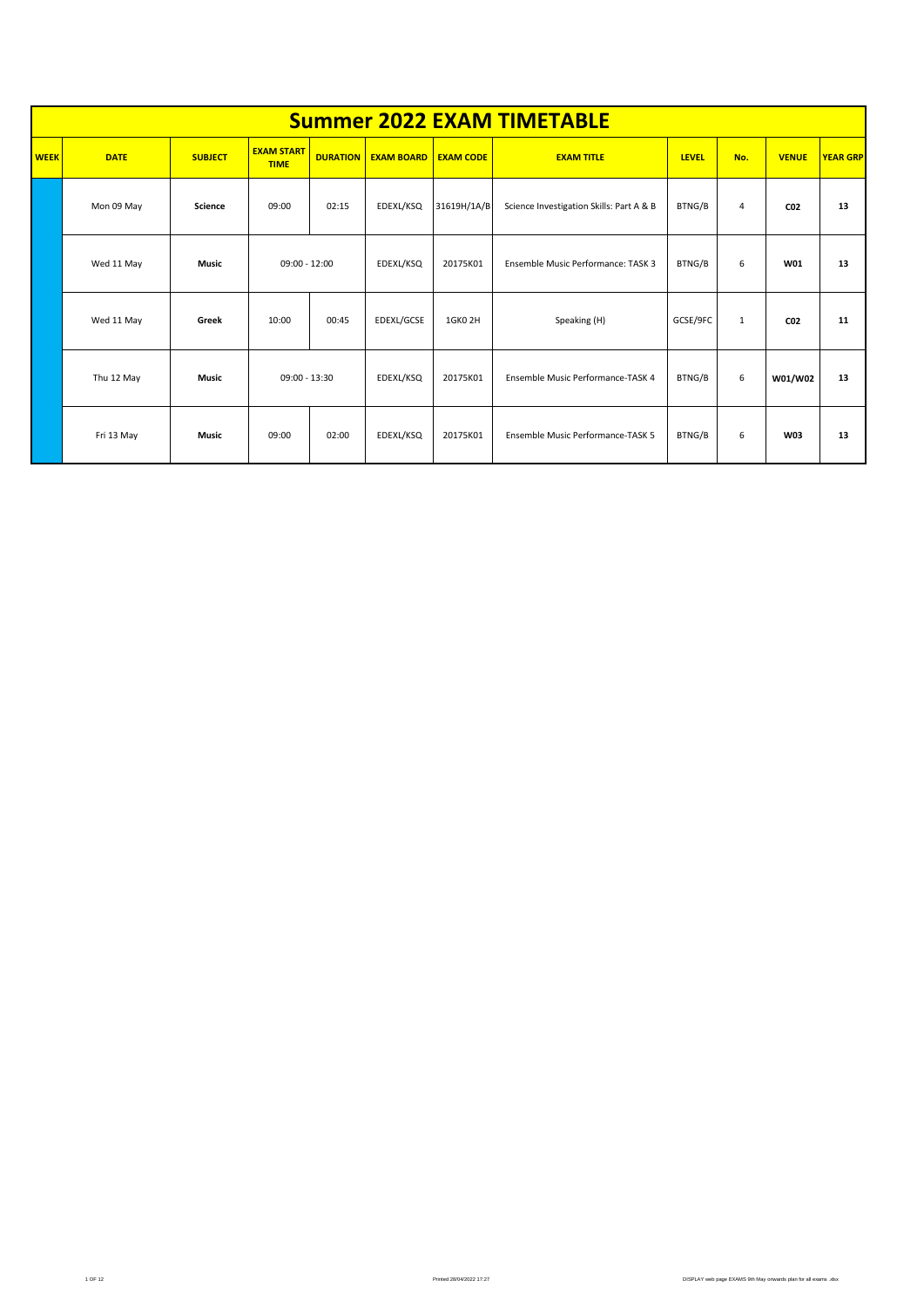# Summer 2022 EXAM TIMETABLE

| WEEK | DATE | SUBJECT | EXAM START TIME | DURATION | EXAM BOARD | EXAM CODE | EXAM TITLE | LEVEL | No. | VENUE | YEAR GRP |
|---|---|---|---|---|---|---|---|---|---|---|---|
| | Mon 09 May | **Science** | 09:00 | 02:15 | EDEXL/KSQ | 31619H/1A/B | Science Investigation Skills: Part A & B | BTNG/B | 4 | **C02** | **13** |
| | Wed 11 May | **Music** | 09:00 - 12:00 | | EDEXL/KSQ | 20175K01 | Ensemble Music Performance: TASK 3 | BTNG/B | 6 | **W01** | **13** |
| | Wed 11 May | **Greek** | 10:00 | 00:45 | EDEXL/GCSE | 1GK0 2H | Speaking (H) | GCSE/9FC | 1 | **C02** | **11** |
| | Thu 12 May | **Music** | 09:00 - 13:30 | | EDEXL/KSQ | 20175K01 | Ensemble Music Performance-TASK 4 | BTNG/B | 6 | **W01/W02** | **13** |
| | Fri 13 May | **Music** | 09:00 | 02:00 | EDEXL/KSQ | 20175K01 | Ensemble Music Performance-TASK 5 | BTNG/B | 6 | **W03** | **13** |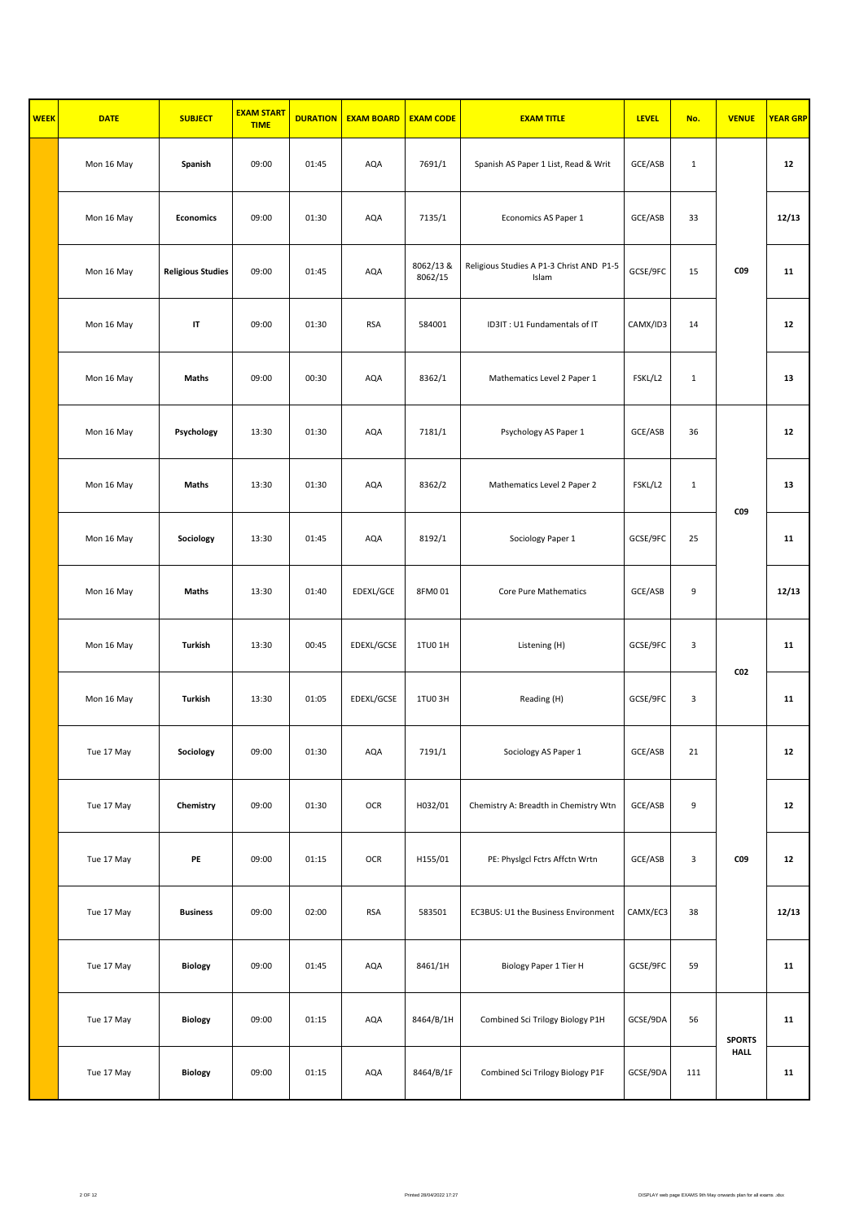| WEEK | DATE | SUBJECT | EXAM START TIME | DURATION | EXAM BOARD | EXAM CODE | EXAM TITLE | LEVEL | No. | VENUE | YEAR GRP |
|---|---|---|---|---|---|---|---|---|---|---|---|
| | Mon 16 May | **Spanish** | 09:00 | 01:45 | AQA | 7691/1 | Spanish AS Paper 1 List, Read & Writ | GCE/ASB | 1 | | **12** |
| | Mon 16 May | **Economics** | 09:00 | 01:30 | AQA | 7135/1 | Economics AS Paper 1 | GCE/ASB | 33 | | **12/13** |
| | Mon 16 May | **Religious Studies** | 09:00 | 01:45 | AQA | 8062/13 & 8062/15 | Religious Studies A P1-3 Christ AND P1-5 Islam | GCSE/9FC | 15 | **C09** | **11** |
| | Mon 16 May | **IT** | 09:00 | 01:30 | RSA | 584001 | ID3IT : U1 Fundamentals of IT | CAMX/ID3 | 14 | | **12** |
| | Mon 16 May | **Maths** | 09:00 | 00:30 | AQA | 8362/1 | Mathematics Level 2 Paper 1 | FSKL/L2 | 1 | | **13** |
| | Mon 16 May | **Psychology** | 13:30 | 01:30 | AQA | 7181/1 | Psychology AS Paper 1 | GCE/ASB | 36 | | **12** |
| | Mon 16 May | **Maths** | 13:30 | 01:30 | AQA | 8362/2 | Mathematics Level 2 Paper 2 | FSKL/L2 | 1 | **C09** | **13** |
| | Mon 16 May | **Sociology** | 13:30 | 01:45 | AQA | 8192/1 | Sociology Paper 1 | GCSE/9FC | 25 | | **11** |
| | Mon 16 May | **Maths** | 13:30 | 01:40 | EDEXL/GCE | 8FM0 01 | Core Pure Mathematics | GCE/ASB | 9 | | **12/13** |
| | Mon 16 May | **Turkish** | 13:30 | 00:45 | EDEXL/GCSE | 1TU0 1H | Listening (H) | GCSE/9FC | 3 | **C02** | **11** |
| | Mon 16 May | **Turkish** | 13:30 | 01:05 | EDEXL/GCSE | 1TU0 3H | Reading (H) | GCSE/9FC | 3 | | **11** |
| | Tue 17 May | **Sociology** | 09:00 | 01:30 | AQA | 7191/1 | Sociology AS Paper 1 | GCE/ASB | 21 | | **12** |
| | Tue 17 May | **Chemistry** | 09:00 | 01:30 | OCR | H032/01 | Chemistry A: Breadth in Chemistry Wtn | GCE/ASB | 9 | | **12** |
| | Tue 17 May | **PE** | 09:00 | 01:15 | OCR | H155/01 | PE: Physlgcl Fctrs Affctn Wrtn | GCE/ASB | 3 | **C09** | **12** |
| | Tue 17 May | **Business** | 09:00 | 02:00 | RSA | 583501 | EC3BUS: U1 the Business Environment | CAMX/EC3 | 38 | | **12/13** |
| | Tue 17 May | **Biology** | 09:00 | 01:45 | AQA | 8461/1H | Biology Paper 1 Tier H | GCSE/9FC | 59 | | **11** |
| | Tue 17 May | **Biology** | 09:00 | 01:15 | AQA | 8464/B/1H | Combined Sci Trilogy Biology P1H | GCSE/9DA | 56 | **SPORTS HALL** | **11** |
| | Tue 17 May | **Biology** | 09:00 | 01:15 | AQA | 8464/B/1F | Combined Sci Trilogy Biology P1F | GCSE/9DA | 111 | | **11** |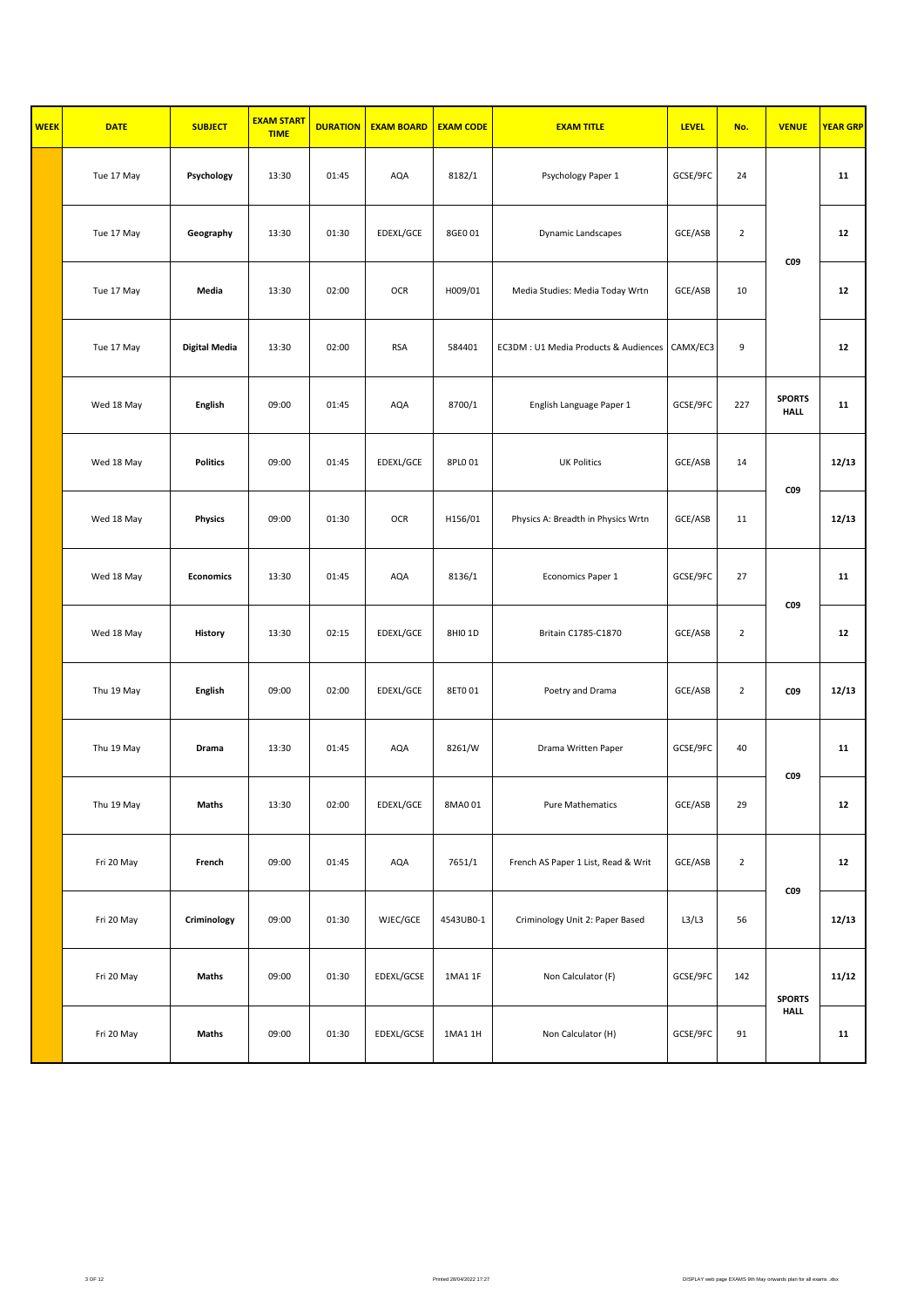| WEEK | DATE | SUBJECT | EXAM START TIME | DURATION | EXAM BOARD | EXAM CODE | EXAM TITLE | LEVEL | No. | VENUE | YEAR GRP |
|---|---|---|---|---|---|---|---|---|---|---|---|
| | Tue 17 May | **Psychology** | 13:30 | 01:45 | AQA | 8182/1 | Psychology Paper 1 | GCSE/9FC | 24 | **C09** | **11** |
| | Tue 17 May | **Geography** | 13:30 | 01:30 | EDEXL/GCE | 8GE0 01 | Dynamic Landscapes | GCE/ASB | 2 | | **12** |
| | Tue 17 May | **Media** | 13:30 | 02:00 | OCR | H009/01 | Media Studies: Media Today Wrtn | GCE/ASB | 10 | | **12** |
| | Tue 17 May | **Digital Media** | 13:30 | 02:00 | RSA | 584401 | EC3DM : U1 Media Products & Audiences | CAMX/EC3 | 9 | | **12** |
| | Wed 18 May | **English** | 09:00 | 01:45 | AQA | 8700/1 | English Language Paper 1 | GCSE/9FC | 227 | **SPORTS HALL** | **11** |
| | Wed 18 May | **Politics** | 09:00 | 01:45 | EDEXL/GCE | 8PL0 01 | UK Politics | GCE/ASB | 14 | **C09** | **12/13** |
| | Wed 18 May | **Physics** | 09:00 | 01:30 | OCR | H156/01 | Physics A: Breadth in Physics Wrtn | GCE/ASB | 11 | | **12/13** |
| | Wed 18 May | **Economics** | 13:30 | 01:45 | AQA | 8136/1 | Economics Paper 1 | GCSE/9FC | 27 | **C09** | **11** |
| | Wed 18 May | **History** | 13:30 | 02:15 | EDEXL/GCE | 8HI0 1D | Britain C1785-C1870 | GCE/ASB | 2 | | **12** |
| | Thu 19 May | **English** | 09:00 | 02:00 | EDEXL/GCE | 8ET0 01 | Poetry and Drama | GCE/ASB | 2 | **C09** | **12/13** |
| | Thu 19 May | **Drama** | 13:30 | 01:45 | AQA | 8261/W | Drama Written Paper | GCSE/9FC | 40 | **C09** | **11** |
| | Thu 19 May | **Maths** | 13:30 | 02:00 | EDEXL/GCE | 8MA0 01 | Pure Mathematics | GCE/ASB | 29 | | **12** |
| | Fri 20 May | **French** | 09:00 | 01:45 | AQA | 7651/1 | French AS Paper 1 List, Read & Writ | GCE/ASB | 2 | **C09** | **12** |
| | Fri 20 May | **Criminology** | 09:00 | 01:30 | WJEC/GCE | 4543UB0-1 | Criminology Unit 2: Paper Based | L3/L3 | 56 | | **12/13** |
| | Fri 20 May | **Maths** | 09:00 | 01:30 | EDEXL/GCSE | 1MA1 1F | Non Calculator (F) | GCSE/9FC | 142 | **SPORTS HALL** | **11/12** |
| | Fri 20 May | **Maths** | 09:00 | 01:30 | EDEXL/GCSE | 1MA1 1H | Non Calculator (H) | GCSE/9FC | 91 | | **11** |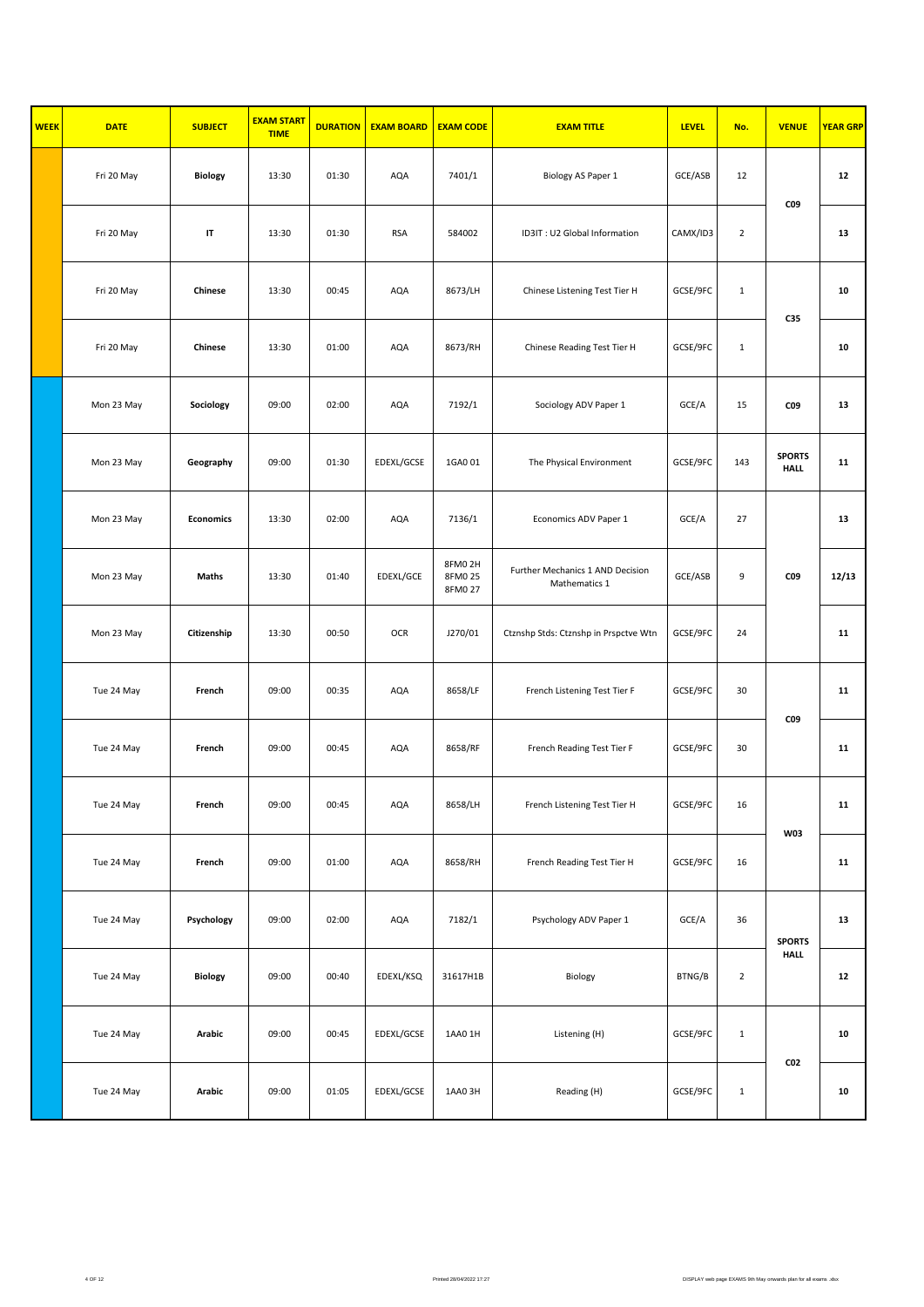| WEEK | DATE | SUBJECT | EXAM START TIME | DURATION | EXAM BOARD | EXAM CODE | EXAM TITLE | LEVEL | No. | VENUE | YEAR GRP |
|---|---|---|---|---|---|---|---|---|---|---|---|
| | Fri 20 May | **Biology** | 13:30 | 01:30 | AQA | 7401/1 | Biology AS Paper 1 | GCE/ASB | 12 | **C09** | **12** |
| | Fri 20 May | **IT** | 13:30 | 01:30 | RSA | 584002 | ID3IT : U2 Global Information | CAMX/ID3 | 2 | | **13** |
| | Fri 20 May | **Chinese** | 13:30 | 00:45 | AQA | 8673/LH | Chinese Listening Test Tier H | GCSE/9FC | 1 | **C35** | **10** |
| | Fri 20 May | **Chinese** | 13:30 | 01:00 | AQA | 8673/RH | Chinese Reading Test Tier H | GCSE/9FC | 1 | | **10** |
| | Mon 23 May | **Sociology** | 09:00 | 02:00 | AQA | 7192/1 | Sociology ADV Paper 1 | GCE/A | 15 | **C09** | **13** |
| | Mon 23 May | **Geography** | 09:00 | 01:30 | EDEXL/GCSE | 1GA0 01 | The Physical Environment | GCSE/9FC | 143 | **SPORTS HALL** | **11** |
| | Mon 23 May | **Economics** | 13:30 | 02:00 | AQA | 7136/1 | Economics ADV Paper 1 | GCE/A | 27 | **C09** | **13** |
| | Mon 23 May | **Maths** | 13:30 | 01:40 | EDEXL/GCE | 8FM0 2H 8FM0 25 8FM0 27 | Further Mechanics 1 AND Decision Mathematics 1 | GCE/ASB | 9 | | **12/13** |
| | Mon 23 May | **Citizenship** | 13:30 | 00:50 | OCR | J270/01 | Ctznshp Stds: Ctznshp in Prspctve Wtn | GCSE/9FC | 24 | | **11** |
| | Tue 24 May | **French** | 09:00 | 00:35 | AQA | 8658/LF | French Listening Test Tier F | GCSE/9FC | 30 | **C09** | **11** |
| | Tue 24 May | **French** | 09:00 | 00:45 | AQA | 8658/RF | French Reading Test Tier F | GCSE/9FC | 30 | | **11** |
| | Tue 24 May | **French** | 09:00 | 00:45 | AQA | 8658/LH | French Listening Test Tier H | GCSE/9FC | 16 | **W03** | **11** |
| | Tue 24 May | **French** | 09:00 | 01:00 | AQA | 8658/RH | French Reading Test Tier H | GCSE/9FC | 16 | | **11** |
| | Tue 24 May | **Psychology** | 09:00 | 02:00 | AQA | 7182/1 | Psychology ADV Paper 1 | GCE/A | 36 | **SPORTS HALL** | **13** |
| | Tue 24 May | **Biology** | 09:00 | 00:40 | EDEXL/KSQ | 31617H1B | Biology | BTNG/B | 2 | | **12** |
| | Tue 24 May | **Arabic** | 09:00 | 00:45 | EDEXL/GCSE | 1AA0 1H | Listening (H) | GCSE/9FC | 1 | **C02** | **10** |
| | Tue 24 May | **Arabic** | 09:00 | 01:05 | EDEXL/GCSE | 1AA0 3H | Reading (H) | GCSE/9FC | 1 | | **10** |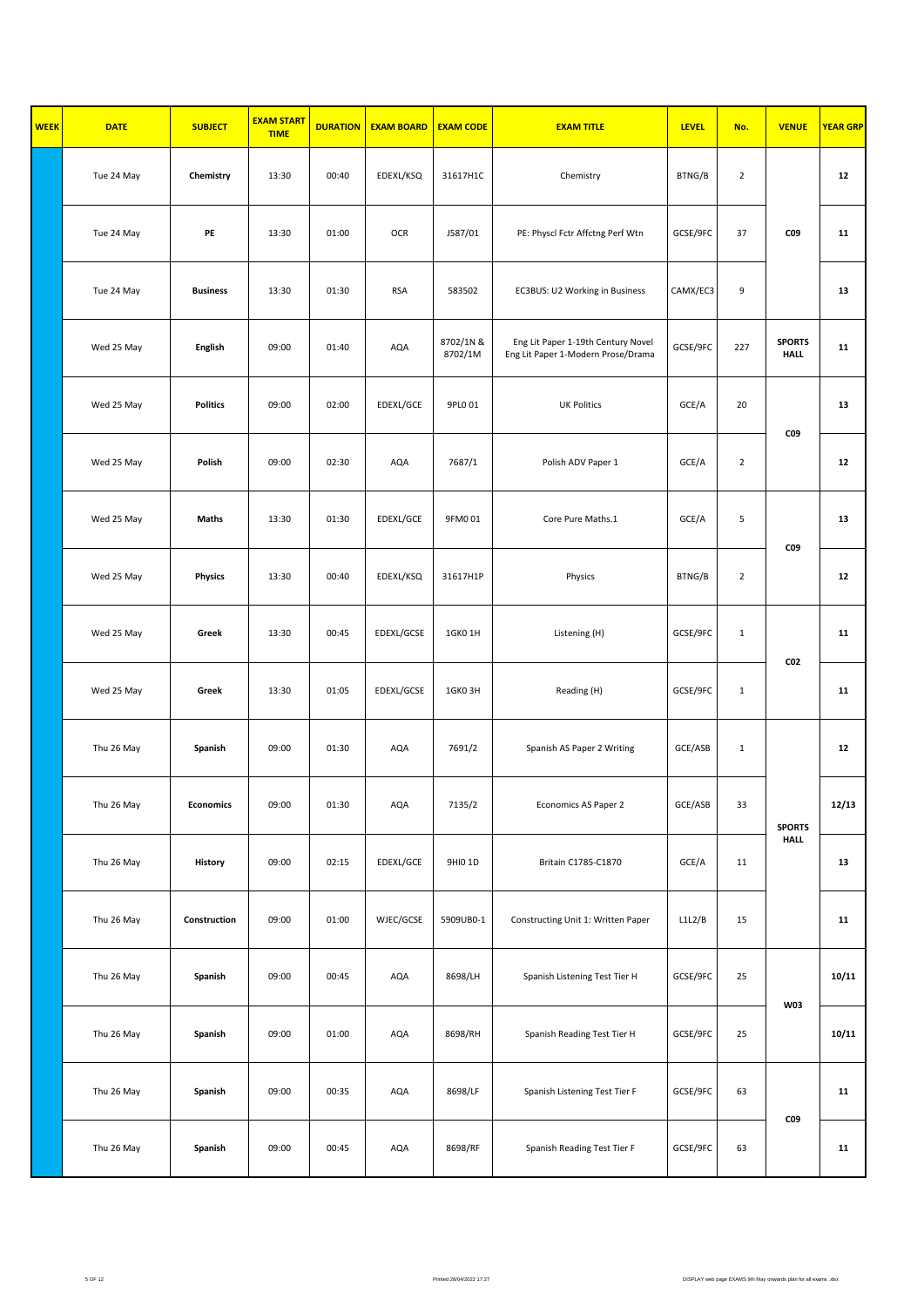| WEEK | DATE | SUBJECT | EXAM START TIME | DURATION | EXAM BOARD | EXAM CODE | EXAM TITLE | LEVEL | No. | VENUE | YEAR GRP |
|---|---|---|---|---|---|---|---|---|---|---|---|
| | Tue 24 May | **Chemistry** | 13:30 | 00:40 | EDEXL/KSQ | 31617H1C | Chemistry | BTNG/B | 2 | **C09** | **12** |
| | Tue 24 May | **PE** | 13:30 | 01:00 | OCR | J587/01 | PE: Physcl Fctr Affctng Perf Wtn | GCSE/9FC | 37 | | **11** |
| | Tue 24 May | **Business** | 13:30 | 01:30 | RSA | 583502 | EC3BUS: U2 Working in Business | CAMX/EC3 | 9 | | **13** |
| | Wed 25 May | **English** | 09:00 | 01:40 | AQA | 8702/1N & 8702/1M | Eng Lit Paper 1-19th Century Novel Eng Lit Paper 1-Modern Prose/Drama | GCSE/9FC | 227 | **SPORTS HALL** | **11** |
| | Wed 25 May | **Politics** | 09:00 | 02:00 | EDEXL/GCE | 9PL0 01 | UK Politics | GCE/A | 20 | **C09** | **13** |
| | Wed 25 May | **Polish** | 09:00 | 02:30 | AQA | 7687/1 | Polish ADV Paper 1 | GCE/A | 2 | | **12** |
| | Wed 25 May | **Maths** | 13:30 | 01:30 | EDEXL/GCE | 9FM0 01 | Core Pure Maths.1 | GCE/A | 5 | **C09** | **13** |
| | Wed 25 May | **Physics** | 13:30 | 00:40 | EDEXL/KSQ | 31617H1P | Physics | BTNG/B | 2 | | **12** |
| | Wed 25 May | **Greek** | 13:30 | 00:45 | EDEXL/GCSE | 1GK0 1H | Listening (H) | GCSE/9FC | 1 | **C02** | **11** |
| | Wed 25 May | **Greek** | 13:30 | 01:05 | EDEXL/GCSE | 1GK0 3H | Reading (H) | GCSE/9FC | 1 | | **11** |
| | Thu 26 May | **Spanish** | 09:00 | 01:30 | AQA | 7691/2 | Spanish AS Paper 2 Writing | GCE/ASB | 1 | **SPORTS HALL** | **12** |
| | Thu 26 May | **Economics** | 09:00 | 01:30 | AQA | 7135/2 | Economics AS Paper 2 | GCE/ASB | 33 | | **12/13** |
| | Thu 26 May | **History** | 09:00 | 02:15 | EDEXL/GCE | 9HI0 1D | Britain C1785-C1870 | GCE/A | 11 | | **13** |
| | Thu 26 May | **Construction** | 09:00 | 01:00 | WJEC/GCSE | 5909UB0-1 | Constructing Unit 1: Written Paper | L1L2/B | 15 | | **11** |
| | Thu 26 May | **Spanish** | 09:00 | 00:45 | AQA | 8698/LH | Spanish Listening Test Tier H | GCSE/9FC | 25 | **W03** | **10/11** |
| | Thu 26 May | **Spanish** | 09:00 | 01:00 | AQA | 8698/RH | Spanish Reading Test Tier H | GCSE/9FC | 25 | | **10/11** |
| | Thu 26 May | **Spanish** | 09:00 | 00:35 | AQA | 8698/LF | Spanish Listening Test Tier F | GCSE/9FC | 63 | **C09** | **11** |
| | Thu 26 May | **Spanish** | 09:00 | 00:45 | AQA | 8698/RF | Spanish Reading Test Tier F | GCSE/9FC | 63 | | **11** |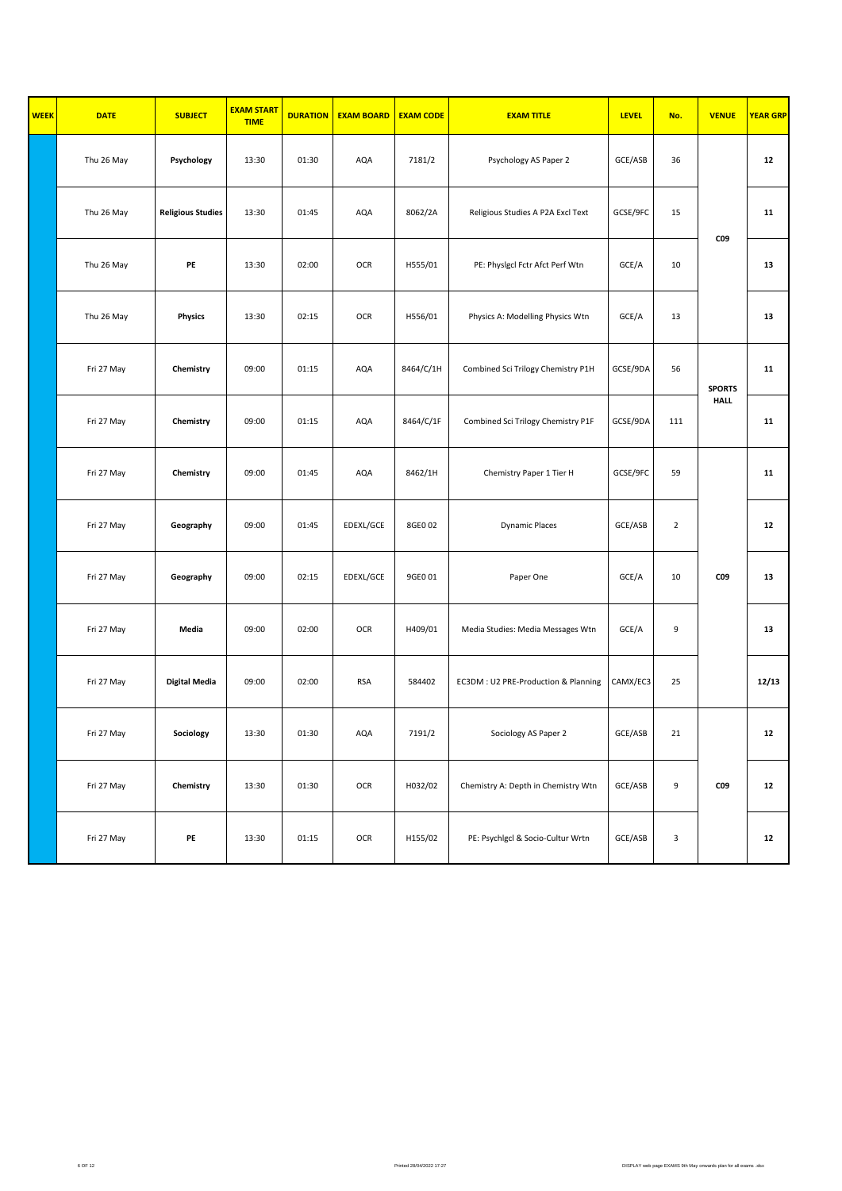| WEEK | DATE | SUBJECT | EXAM START TIME | DURATION | EXAM BOARD | EXAM CODE | EXAM TITLE | LEVEL | No. | VENUE | YEAR GRP |
|---|---|---|---|---|---|---|---|---|---|---|---|
| | Thu 26 May | Psychology | 13:30 | 01:30 | AQA | 7181/2 | Psychology AS Paper 2 | GCE/ASB | 36 | C09 | 12 |
| | Thu 26 May | Religious Studies | 13:30 | 01:45 | AQA | 8062/2A | Religious Studies A P2A Excl Text | GCSE/9FC | 15 | | 11 |
| | Thu 26 May | PE | 13:30 | 02:00 | OCR | H555/01 | PE: Physlgcl Fctr Afct Perf Wtn | GCE/A | 10 | | 13 |
| | Thu 26 May | Physics | 13:30 | 02:15 | OCR | H556/01 | Physics A: Modelling Physics Wtn | GCE/A | 13 | | 13 |
| | Fri 27 May | Chemistry | 09:00 | 01:15 | AQA | 8464/C/1H | Combined Sci Trilogy Chemistry P1H | GCSE/9DA | 56 | SPORTS HALL | 11 |
| | Fri 27 May | Chemistry | 09:00 | 01:15 | AQA | 8464/C/1F | Combined Sci Trilogy Chemistry P1F | GCSE/9DA | 111 | | 11 |
| | Fri 27 May | Chemistry | 09:00 | 01:45 | AQA | 8462/1H | Chemistry Paper 1 Tier H | GCSE/9FC | 59 | C09 | 11 |
| | Fri 27 May | Geography | 09:00 | 01:45 | EDEXL/GCE | 8GE0 02 | Dynamic Places | GCE/ASB | 2 | | 12 |
| | Fri 27 May | Geography | 09:00 | 02:15 | EDEXL/GCE | 9GE0 01 | Paper One | GCE/A | 10 | | 13 |
| | Fri 27 May | Media | 09:00 | 02:00 | OCR | H409/01 | Media Studies: Media Messages Wtn | GCE/A | 9 | | 13 |
| | Fri 27 May | Digital Media | 09:00 | 02:00 | RSA | 584402 | EC3DM : U2 PRE-Production & Planning | CAMX/EC3 | 25 | | 12/13 |
| | Fri 27 May | Sociology | 13:30 | 01:30 | AQA | 7191/2 | Sociology AS Paper 2 | GCE/ASB | 21 | C09 | 12 |
| | Fri 27 May | Chemistry | 13:30 | 01:30 | OCR | H032/02 | Chemistry A: Depth in Chemistry Wtn | GCE/ASB | 9 | | 12 |
| | Fri 27 May | PE | 13:30 | 01:15 | OCR | H155/02 | PE: Psychlgcl & Socio-Cultur Wrtn | GCE/ASB | 3 | | 12 |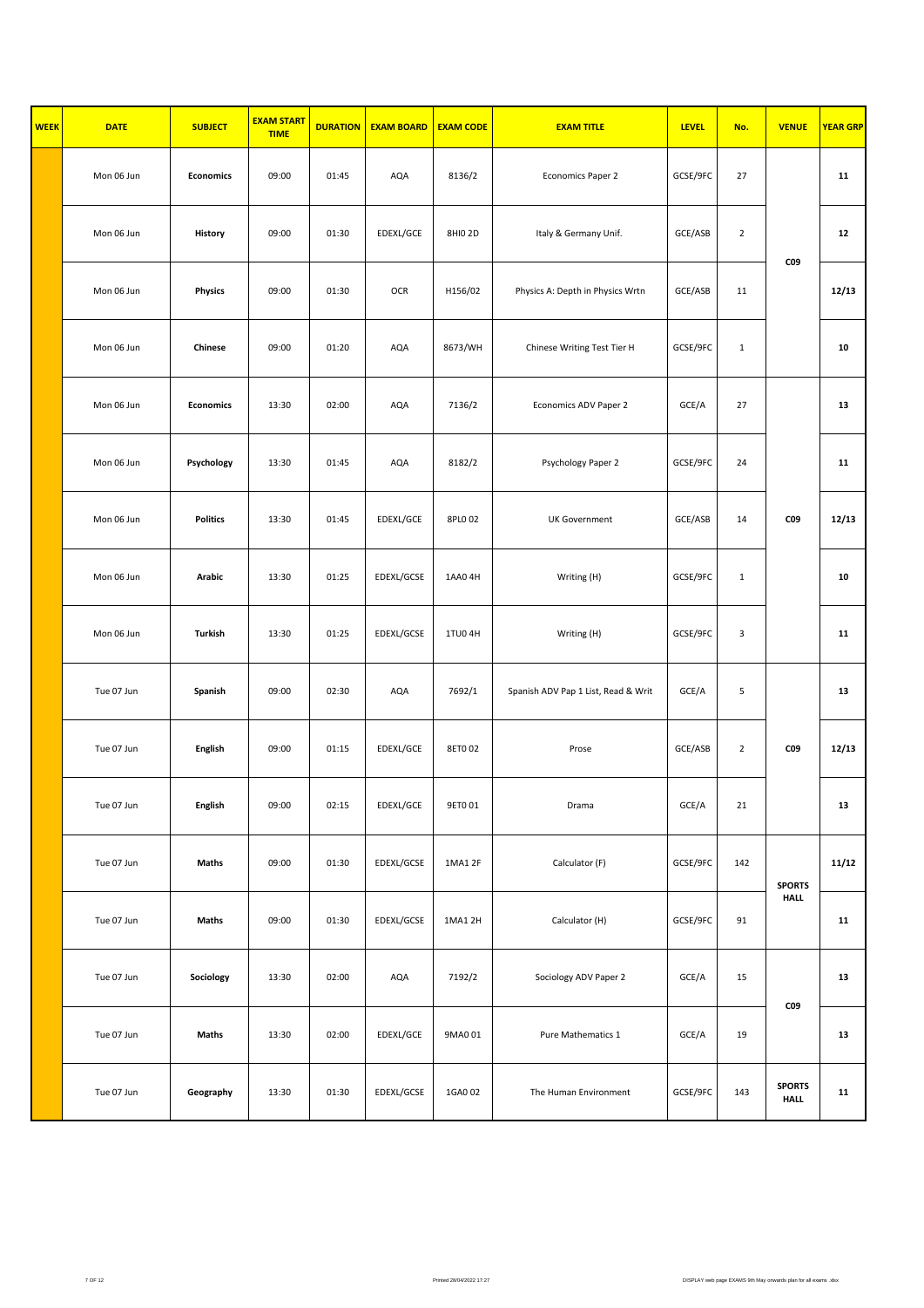| WEEK | DATE | SUBJECT | EXAM START TIME | DURATION | EXAM BOARD | EXAM CODE | EXAM TITLE | LEVEL | No. | VENUE | YEAR GRP |
|---|---|---|---|---|---|---|---|---|---|---|---|
| | Mon 06 Jun | **Economics** | 09:00 | 01:45 | AQA | 8136/2 | Economics Paper 2 | GCSE/9FC | 27 | **C09** | **11** |
| | Mon 06 Jun | **History** | 09:00 | 01:30 | EDEXL/GCE | 8HI0 2D | Italy & Germany Unif. | GCE/ASB | 2 | | **12** |
| | Mon 06 Jun | **Physics** | 09:00 | 01:30 | OCR | H156/02 | Physics A: Depth in Physics Wrtn | GCE/ASB | 11 | | **12/13** |
| | Mon 06 Jun | **Chinese** | 09:00 | 01:20 | AQA | 8673/WH | Chinese Writing Test Tier H | GCSE/9FC | 1 | | **10** |
| | Mon 06 Jun | **Economics** | 13:30 | 02:00 | AQA | 7136/2 | Economics ADV Paper 2 | GCE/A | 27 | **C09** | **13** |
| | Mon 06 Jun | **Psychology** | 13:30 | 01:45 | AQA | 8182/2 | Psychology Paper 2 | GCSE/9FC | 24 | | **11** |
| | Mon 06 Jun | **Politics** | 13:30 | 01:45 | EDEXL/GCE | 8PL0 02 | UK Government | GCE/ASB | 14 | | **12/13** |
| | Mon 06 Jun | **Arabic** | 13:30 | 01:25 | EDEXL/GCSE | 1AA0 4H | Writing (H) | GCSE/9FC | 1 | | **10** |
| | Mon 06 Jun | **Turkish** | 13:30 | 01:25 | EDEXL/GCSE | 1TU0 4H | Writing (H) | GCSE/9FC | 3 | | **11** |
| | Tue 07 Jun | **Spanish** | 09:00 | 02:30 | AQA | 7692/1 | Spanish ADV Pap 1 List, Read & Writ | GCE/A | 5 | **C09** | **13** |
| | Tue 07 Jun | **English** | 09:00 | 01:15 | EDEXL/GCE | 8ET0 02 | Prose | GCE/ASB | 2 | | **12/13** |
| | Tue 07 Jun | **English** | 09:00 | 02:15 | EDEXL/GCE | 9ET0 01 | Drama | GCE/A | 21 | | **13** |
| | Tue 07 Jun | **Maths** | 09:00 | 01:30 | EDEXL/GCSE | 1MA1 2F | Calculator (F) | GCSE/9FC | 142 | **SPORTS HALL** | **11/12** |
| | Tue 07 Jun | **Maths** | 09:00 | 01:30 | EDEXL/GCSE | 1MA1 2H | Calculator (H) | GCSE/9FC | 91 | | **11** |
| | Tue 07 Jun | **Sociology** | 13:30 | 02:00 | AQA | 7192/2 | Sociology ADV Paper 2 | GCE/A | 15 | **C09** | **13** |
| | Tue 07 Jun | **Maths** | 13:30 | 02:00 | EDEXL/GCE | 9MA0 01 | Pure Mathematics 1 | GCE/A | 19 | | **13** |
| | Tue 07 Jun | **Geography** | 13:30 | 01:30 | EDEXL/GCSE | 1GA0 02 | The Human Environment | GCSE/9FC | 143 | **SPORTS HALL** | **11** |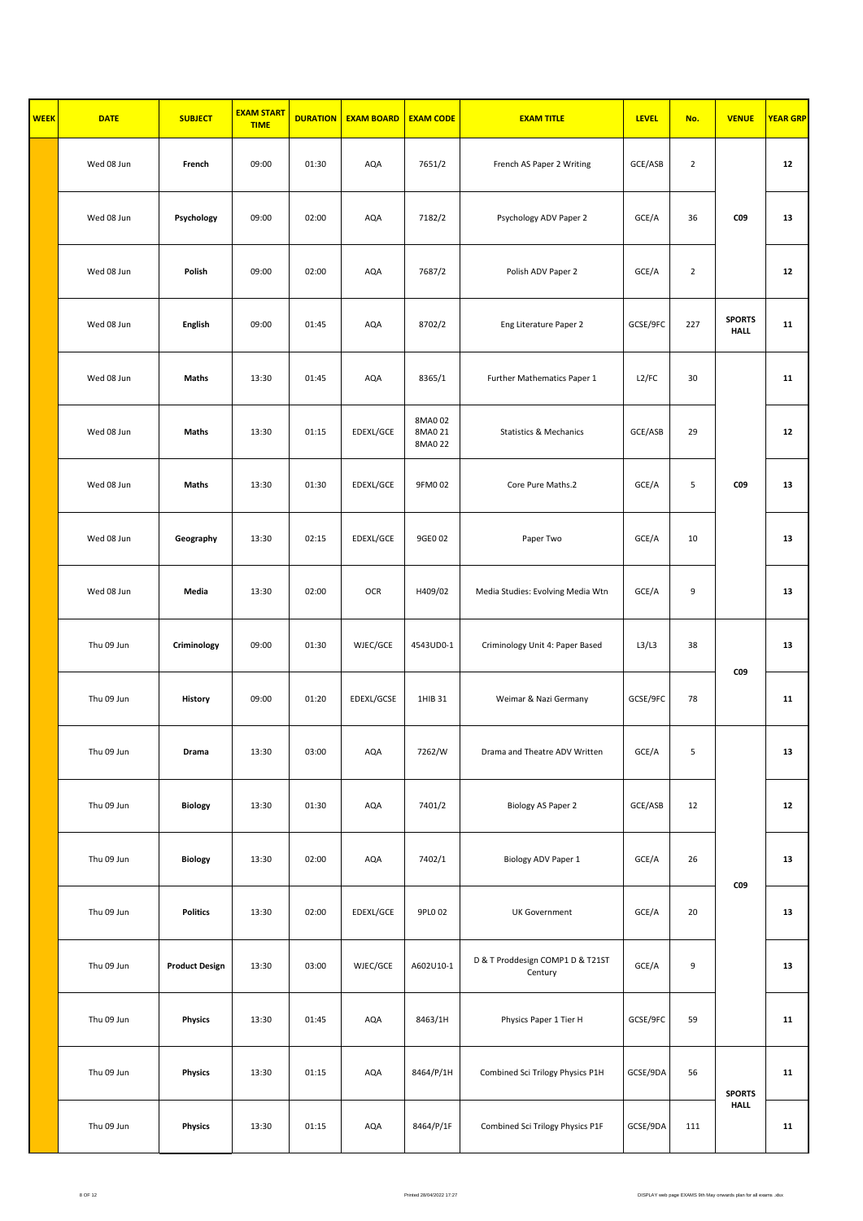| WEEK | DATE | SUBJECT | EXAM START TIME | DURATION | EXAM BOARD | EXAM CODE | EXAM TITLE | LEVEL | No. | VENUE | YEAR GRP |
|---|---|---|---|---|---|---|---|---|---|---|---|
| | Wed 08 Jun | French | 09:00 | 01:30 | AQA | 7651/2 | French AS Paper 2 Writing | GCE/ASB | 2 | C09 | 12 |
| | Wed 08 Jun | Psychology | 09:00 | 02:00 | AQA | 7182/2 | Psychology ADV Paper 2 | GCE/A | 36 | C09 | 13 |
| | Wed 08 Jun | Polish | 09:00 | 02:00 | AQA | 7687/2 | Polish ADV Paper 2 | GCE/A | 2 | C09 | 12 |
| | Wed 08 Jun | English | 09:00 | 01:45 | AQA | 8702/2 | Eng Literature Paper 2 | GCSE/9FC | 227 | SPORTS HALL | 11 |
| | Wed 08 Jun | Maths | 13:30 | 01:45 | AQA | 8365/1 | Further Mathematics Paper 1 | L2/FC | 30 | C09 | 11 |
| | Wed 08 Jun | Maths | 13:30 | 01:15 | EDEXL/GCE | 8MA0 02 8MA0 21 8MA0 22 | Statistics & Mechanics | GCE/ASB | 29 | C09 | 12 |
| | Wed 08 Jun | Maths | 13:30 | 01:30 | EDEXL/GCE | 9FM0 02 | Core Pure Maths.2 | GCE/A | 5 | C09 | 13 |
| | Wed 08 Jun | Geography | 13:30 | 02:15 | EDEXL/GCE | 9GE0 02 | Paper Two | GCE/A | 10 | C09 | 13 |
| | Wed 08 Jun | Media | 13:30 | 02:00 | OCR | H409/02 | Media Studies: Evolving Media Wtn | GCE/A | 9 | C09 | 13 |
| | Thu 09 Jun | Criminology | 09:00 | 01:30 | WJEC/GCE | 4543UD0-1 | Criminology Unit 4: Paper Based | L3/L3 | 38 | C09 | 13 |
| | Thu 09 Jun | History | 09:00 | 01:20 | EDEXL/GCSE | 1HIB 31 | Weimar & Nazi Germany | GCSE/9FC | 78 | C09 | 11 |
| | Thu 09 Jun | Drama | 13:30 | 03:00 | AQA | 7262/W | Drama and Theatre ADV Written | GCE/A | 5 | C09 | 13 |
| | Thu 09 Jun | Biology | 13:30 | 01:30 | AQA | 7401/2 | Biology AS Paper 2 | GCE/ASB | 12 | C09 | 12 |
| | Thu 09 Jun | Biology | 13:30 | 02:00 | AQA | 7402/1 | Biology ADV Paper 1 | GCE/A | 26 | C09 | 13 |
| | Thu 09 Jun | Politics | 13:30 | 02:00 | EDEXL/GCE | 9PL0 02 | UK Government | GCE/A | 20 | C09 | 13 |
| | Thu 09 Jun | Product Design | 13:30 | 03:00 | WJEC/GCE | A602U10-1 | D & T Proddesign COMP1 D & T21ST Century | GCE/A | 9 | C09 | 13 |
| | Thu 09 Jun | Physics | 13:30 | 01:45 | AQA | 8463/1H | Physics Paper 1 Tier H | GCSE/9FC | 59 | C09 | 11 |
| | Thu 09 Jun | Physics | 13:30 | 01:15 | AQA | 8464/P/1H | Combined Sci Trilogy Physics P1H | GCSE/9DA | 56 | SPORTS HALL | 11 |
| | Thu 09 Jun | Physics | 13:30 | 01:15 | AQA | 8464/P/1F | Combined Sci Trilogy Physics P1F | GCSE/9DA | 111 | SPORTS HALL | 11 |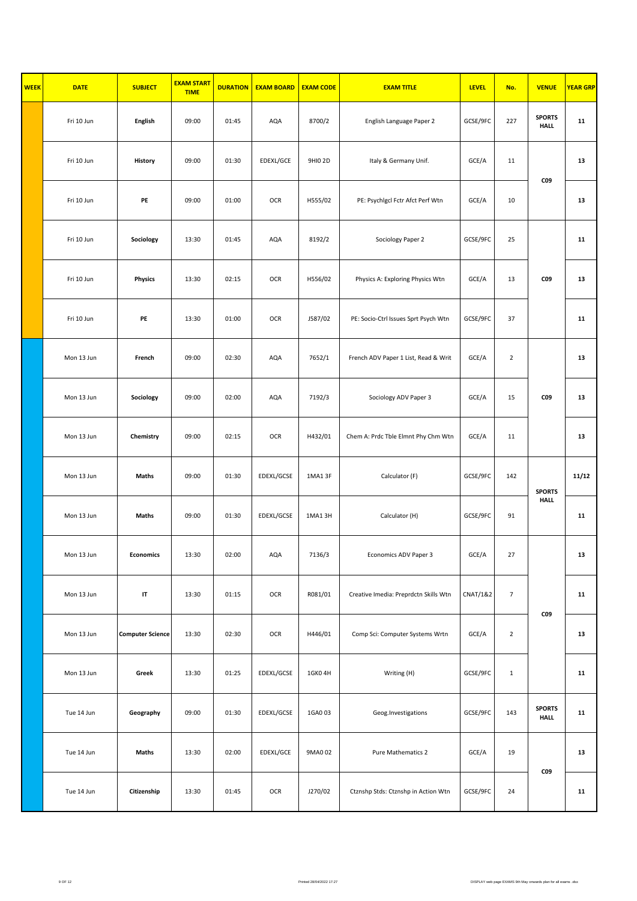| WEEK | DATE | SUBJECT | EXAM START TIME | DURATION | EXAM BOARD | EXAM CODE | EXAM TITLE | LEVEL | No. | VENUE | YEAR GRP |
|---|---|---|---|---|---|---|---|---|---|---|---|
| | Fri 10 Jun | **English** | 09:00 | 01:45 | AQA | 8700/2 | English Language Paper 2 | GCSE/9FC | 227 | **SPORTS HALL** | **11** |
| | Fri 10 Jun | **History** | 09:00 | 01:30 | EDEXL/GCE | 9HI0 2D | Italy & Germany Unif. | GCE/A | 11 | **C09** | **13** |
| | Fri 10 Jun | **PE** | 09:00 | 01:00 | OCR | H555/02 | PE: Psychlgcl Fctr Afct Perf Wtn | GCE/A | 10 | | **13** |
| | Fri 10 Jun | **Sociology** | 13:30 | 01:45 | AQA | 8192/2 | Sociology Paper 2 | GCSE/9FC | 25 | **C09** | **11** |
| | Fri 10 Jun | **Physics** | 13:30 | 02:15 | OCR | H556/02 | Physics A: Exploring Physics Wtn | GCE/A | 13 | | **13** |
| | Fri 10 Jun | **PE** | 13:30 | 01:00 | OCR | J587/02 | PE: Socio-Ctrl Issues Sprt Psych Wtn | GCSE/9FC | 37 | | **11** |
| | Mon 13 Jun | **French** | 09:00 | 02:30 | AQA | 7652/1 | French ADV Paper 1 List, Read & Writ | GCE/A | 2 | **C09** | **13** |
| | Mon 13 Jun | **Sociology** | 09:00 | 02:00 | AQA | 7192/3 | Sociology ADV Paper 3 | GCE/A | 15 | | **13** |
| | Mon 13 Jun | **Chemistry** | 09:00 | 02:15 | OCR | H432/01 | Chem A: Prdc Tble Elmnt Phy Chm Wtn | GCE/A | 11 | | **13** |
| | Mon 13 Jun | **Maths** | 09:00 | 01:30 | EDEXL/GCSE | 1MA1 3F | Calculator (F) | GCSE/9FC | 142 | **SPORTS HALL** | **11/12** |
| | Mon 13 Jun | **Maths** | 09:00 | 01:30 | EDEXL/GCSE | 1MA1 3H | Calculator (H) | GCSE/9FC | 91 | | **11** |
| | Mon 13 Jun | **Economics** | 13:30 | 02:00 | AQA | 7136/3 | Economics ADV Paper 3 | GCE/A | 27 | **C09** | **13** |
| | Mon 13 Jun | **IT** | 13:30 | 01:15 | OCR | R081/01 | Creative Imedia: Preprdctn Skills Wtn | CNAT/1&2 | 7 | | **11** |
| | Mon 13 Jun | **Computer Science** | 13:30 | 02:30 | OCR | H446/01 | Comp Sci: Computer Systems Wrtn | GCE/A | 2 | | **13** |
| | Mon 13 Jun | **Greek** | 13:30 | 01:25 | EDEXL/GCSE | 1GK0 4H | Writing (H) | GCSE/9FC | 1 | | **11** |
| | Tue 14 Jun | **Geography** | 09:00 | 01:30 | EDEXL/GCSE | 1GA0 03 | Geog.Investigations | GCSE/9FC | 143 | **SPORTS HALL** | **11** |
| | Tue 14 Jun | **Maths** | 13:30 | 02:00 | EDEXL/GCE | 9MA0 02 | Pure Mathematics 2 | GCE/A | 19 | **C09** | **13** |
| | Tue 14 Jun | **Citizenship** | 13:30 | 01:45 | OCR | J270/02 | Ctznshp Stds: Ctznshp in Action Wtn | GCSE/9FC | 24 | | **11** |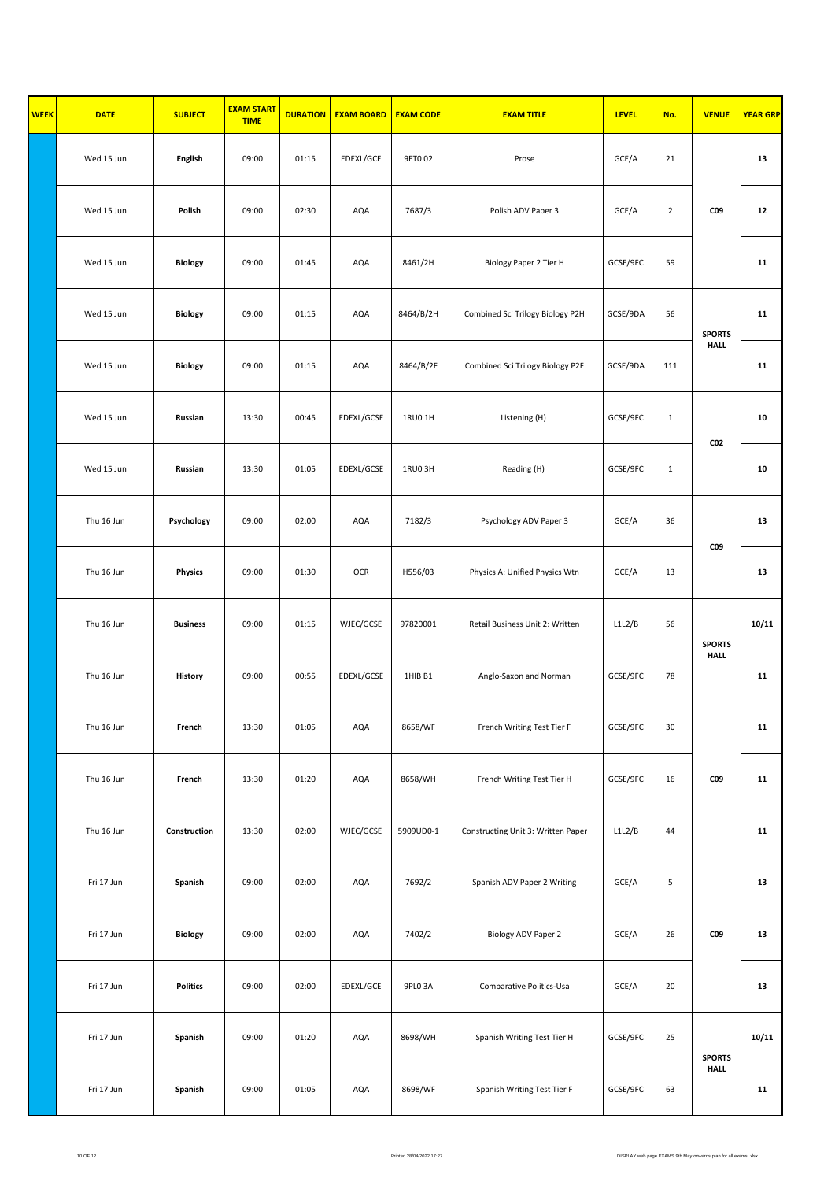| WEEK | DATE | SUBJECT | EXAM START TIME | DURATION | EXAM BOARD | EXAM CODE | EXAM TITLE | LEVEL | No. | VENUE | YEAR GRP |
|---|---|---|---|---|---|---|---|---|---|---|---|
| | Wed 15 Jun | **English** | 09:00 | 01:15 | EDEXL/GCE | 9ET0 02 | Prose | GCE/A | 21 | **C09** | **13** |
| | Wed 15 Jun | **Polish** | 09:00 | 02:30 | AQA | 7687/3 | Polish ADV Paper 3 | GCE/A | 2 | | **12** |
| | Wed 15 Jun | **Biology** | 09:00 | 01:45 | AQA | 8461/2H | Biology Paper 2 Tier H | GCSE/9FC | 59 | | **11** |
| | Wed 15 Jun | **Biology** | 09:00 | 01:15 | AQA | 8464/B/2H | Combined Sci Trilogy Biology P2H | GCSE/9DA | 56 | **SPORTS HALL** | **11** |
| | Wed 15 Jun | **Biology** | 09:00 | 01:15 | AQA | 8464/B/2F | Combined Sci Trilogy Biology P2F | GCSE/9DA | 111 | | **11** |
| | Wed 15 Jun | **Russian** | 13:30 | 00:45 | EDEXL/GCSE | 1RU0 1H | Listening (H) | GCSE/9FC | 1 | **C02** | **10** |
| | Wed 15 Jun | **Russian** | 13:30 | 01:05 | EDEXL/GCSE | 1RU0 3H | Reading (H) | GCSE/9FC | 1 | | **10** |
| | Thu 16 Jun | **Psychology** | 09:00 | 02:00 | AQA | 7182/3 | Psychology ADV Paper 3 | GCE/A | 36 | **C09** | **13** |
| | Thu 16 Jun | **Physics** | 09:00 | 01:30 | OCR | H556/03 | Physics A: Unified Physics Wtn | GCE/A | 13 | | **13** |
| | Thu 16 Jun | **Business** | 09:00 | 01:15 | WJEC/GCSE | 97820001 | Retail Business Unit 2: Written | L1L2/B | 56 | **SPORTS HALL** | **10/11** |
| | Thu 16 Jun | **History** | 09:00 | 00:55 | EDEXL/GCSE | 1HIB B1 | Anglo-Saxon and Norman | GCSE/9FC | 78 | | **11** |
| | Thu 16 Jun | **French** | 13:30 | 01:05 | AQA | 8658/WF | French Writing Test Tier F | GCSE/9FC | 30 | **C09** | **11** |
| | Thu 16 Jun | **French** | 13:30 | 01:20 | AQA | 8658/WH | French Writing Test Tier H | GCSE/9FC | 16 | | **11** |
| | Thu 16 Jun | **Construction** | 13:30 | 02:00 | WJEC/GCSE | 5909UD0-1 | Constructing Unit 3: Written Paper | L1L2/B | 44 | | **11** |
| | Fri 17 Jun | **Spanish** | 09:00 | 02:00 | AQA | 7692/2 | Spanish ADV Paper 2 Writing | GCE/A | 5 | **C09** | **13** |
| | Fri 17 Jun | **Biology** | 09:00 | 02:00 | AQA | 7402/2 | Biology ADV Paper 2 | GCE/A | 26 | | **13** |
| | Fri 17 Jun | **Politics** | 09:00 | 02:00 | EDEXL/GCE | 9PL0 3A | Comparative Politics-Usa | GCE/A | 20 | | **13** |
| | Fri 17 Jun | **Spanish** | 09:00 | 01:20 | AQA | 8698/WH | Spanish Writing Test Tier H | GCSE/9FC | 25 | **SPORTS HALL** | **10/11** |
| | Fri 17 Jun | **Spanish** | 09:00 | 01:05 | AQA | 8698/WF | Spanish Writing Test Tier F | GCSE/9FC | 63 | | **11** |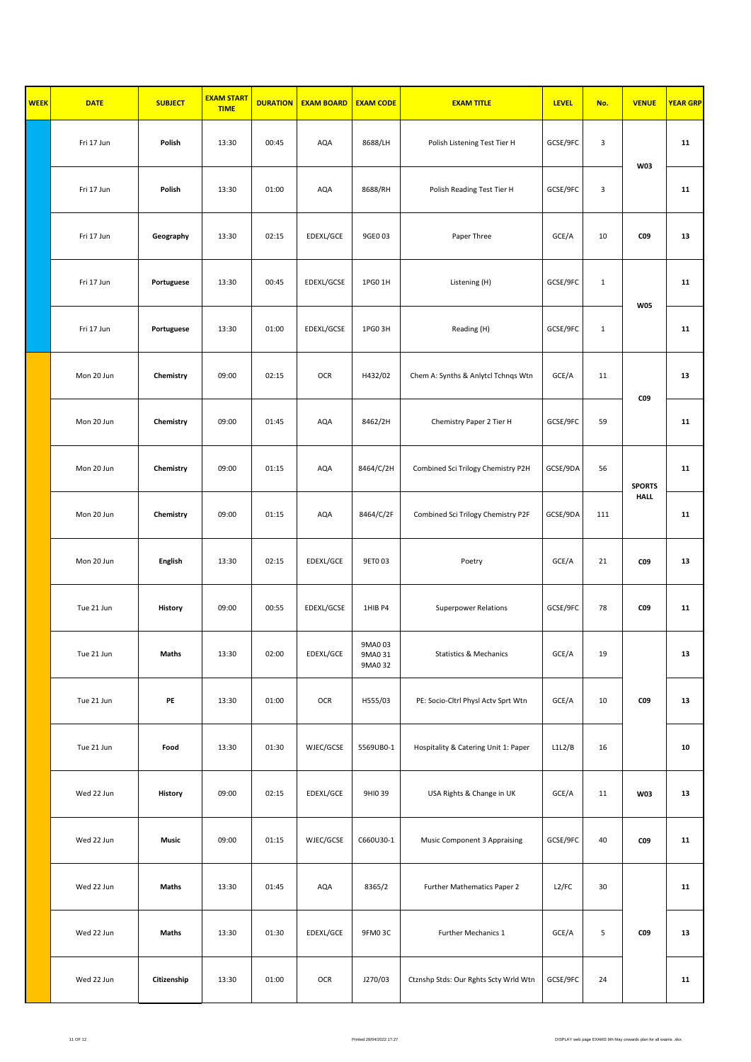| WEEK | DATE | SUBJECT | EXAM START TIME | DURATION | EXAM BOARD | EXAM CODE | EXAM TITLE | LEVEL | No. | VENUE | YEAR GRP |
|---|---|---|---|---|---|---|---|---|---|---|---|
| | Fri 17 Jun | **Polish** | 13:30 | 00:45 | AQA | 8688/LH | Polish Listening Test Tier H | GCSE/9FC | 3 | **W03** | **11** |
| | Fri 17 Jun | **Polish** | 13:30 | 01:00 | AQA | 8688/RH | Polish Reading Test Tier H | GCSE/9FC | 3 | | **11** |
| | Fri 17 Jun | **Geography** | 13:30 | 02:15 | EDEXL/GCE | 9GE0 03 | Paper Three | GCE/A | 10 | **C09** | **13** |
| | Fri 17 Jun | **Portuguese** | 13:30 | 00:45 | EDEXL/GCSE | 1PG0 1H | Listening (H) | GCSE/9FC | 1 | **W05** | **11** |
| | Fri 17 Jun | **Portuguese** | 13:30 | 01:00 | EDEXL/GCSE | 1PG0 3H | Reading (H) | GCSE/9FC | 1 | | **11** |
| | Mon 20 Jun | **Chemistry** | 09:00 | 02:15 | OCR | H432/02 | Chem A: Synths & Anlytcl Tchnqs Wtn | GCE/A | 11 | **C09** | **13** |
| | Mon 20 Jun | **Chemistry** | 09:00 | 01:45 | AQA | 8462/2H | Chemistry Paper 2 Tier H | GCSE/9FC | 59 | | **11** |
| | Mon 20 Jun | **Chemistry** | 09:00 | 01:15 | AQA | 8464/C/2H | Combined Sci Trilogy Chemistry P2H | GCSE/9DA | 56 | **SPORTS HALL** | **11** |
| | Mon 20 Jun | **Chemistry** | 09:00 | 01:15 | AQA | 8464/C/2F | Combined Sci Trilogy Chemistry P2F | GCSE/9DA | 111 | | **11** |
| | Mon 20 Jun | **English** | 13:30 | 02:15 | EDEXL/GCE | 9ET0 03 | Poetry | GCE/A | 21 | **C09** | **13** |
| | Tue 21 Jun | **History** | 09:00 | 00:55 | EDEXL/GCSE | 1HIB P4 | Superpower Relations | GCSE/9FC | 78 | **C09** | **11** |
| | Tue 21 Jun | **Maths** | 13:30 | 02:00 | EDEXL/GCE | 9MA0 03 9MA0 31 9MA0 32 | Statistics & Mechanics | GCE/A | 19 | **C09** | **13** |
| | Tue 21 Jun | **PE** | 13:30 | 01:00 | OCR | H555/03 | PE: Socio-Cltrl Physl Actv Sprt Wtn | GCE/A | 10 | | **13** |
| | Tue 21 Jun | **Food** | 13:30 | 01:30 | WJEC/GCSE | 5569UB0-1 | Hospitality & Catering Unit 1: Paper | L1L2/B | 16 | | **10** |
| | Wed 22 Jun | **History** | 09:00 | 02:15 | EDEXL/GCE | 9HI0 39 | USA Rights & Change in UK | GCE/A | 11 | **W03** | **13** |
| | Wed 22 Jun | **Music** | 09:00 | 01:15 | WJEC/GCSE | C660U30-1 | Music Component 3 Appraising | GCSE/9FC | 40 | **C09** | **11** |
| | Wed 22 Jun | **Maths** | 13:30 | 01:45 | AQA | 8365/2 | Further Mathematics Paper 2 | L2/FC | 30 | **C09** | **11** |
| | Wed 22 Jun | **Maths** | 13:30 | 01:30 | EDEXL/GCE | 9FM0 3C | Further Mechanics 1 | GCE/A | 5 | | **13** |
| | Wed 22 Jun | **Citizenship** | 13:30 | 01:00 | OCR | J270/03 | Ctznshp Stds: Our Rghts Scty Wrld Wtn | GCSE/9FC | 24 | | **11** |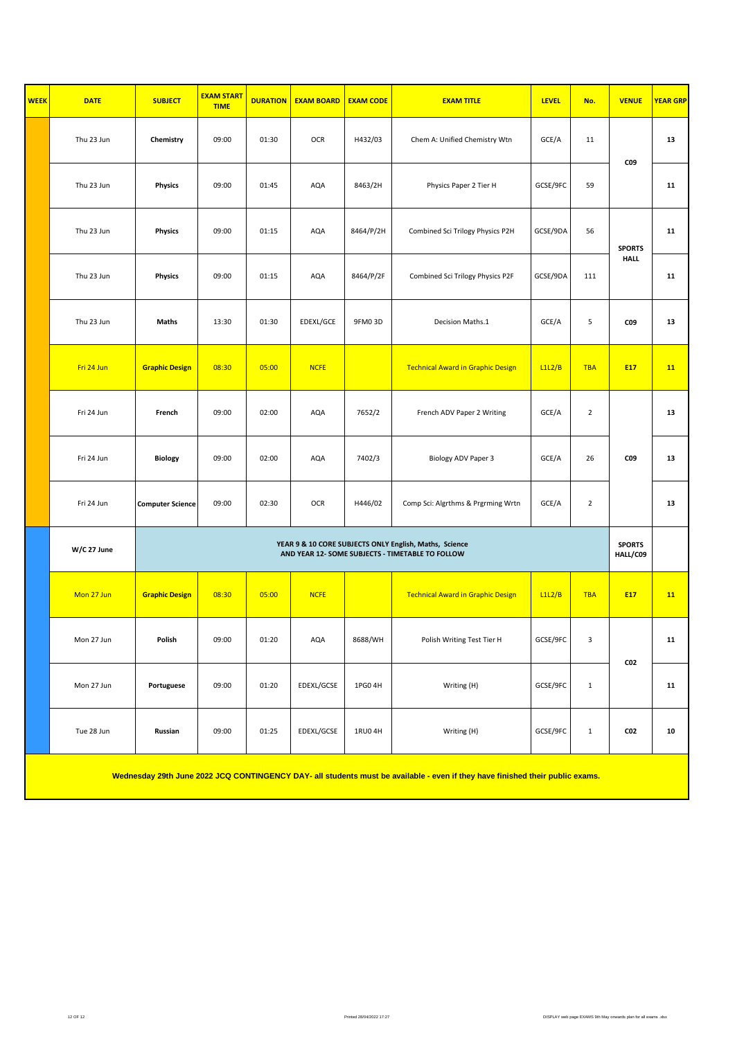| WEEK | DATE | SUBJECT | EXAM START TIME | DURATION | EXAM BOARD | EXAM CODE | EXAM TITLE | LEVEL | No. | VENUE | YEAR GRP |
|---|---|---|---|---|---|---|---|---|---|---|---|
| | Thu 23 Jun | **Chemistry** | 09:00 | 01:30 | OCR | H432/03 | Chem A: Unified Chemistry Wtn | GCE/A | 11 | **C09** | **13** |
| | Thu 23 Jun | **Physics** | 09:00 | 01:45 | AQA | 8463/2H | Physics Paper 2 Tier H | GCSE/9FC | 59 | | **11** |
| | Thu 23 Jun | **Physics** | 09:00 | 01:15 | AQA | 8464/P/2H | Combined Sci Trilogy Physics P2H | GCSE/9DA | 56 | **SPORTS HALL** | **11** |
| | Thu 23 Jun | **Physics** | 09:00 | 01:15 | AQA | 8464/P/2F | Combined Sci Trilogy Physics P2F | GCSE/9DA | 111 | | **11** |
| | Thu 23 Jun | **Maths** | 13:30 | 01:30 | EDEXL/GCE | 9FM0 3D | Decision Maths.1 | GCE/A | 5 | **C09** | **13** |
| | Fri 24 Jun | **Graphic Design** | 08:30 | 05:00 | NCFE | | Technical Award in Graphic Design | L1L2/B | TBA | **E17** | **11** |
| | Fri 24 Jun | **French** | 09:00 | 02:00 | AQA | 7652/2 | French ADV Paper 2 Writing | GCE/A | 2 | | **13** |
| | Fri 24 Jun | **Biology** | 09:00 | 02:00 | AQA | 7402/3 | Biology ADV Paper 3 | GCE/A | 26 | **C09** | **13** |
| | Fri 24 Jun | **Computer Science** | 09:00 | 02:30 | OCR | H446/02 | Comp Sci: Algrthms & Prgrming Wrtn | GCE/A | 2 | | **13** |
| | **W/C 27 June** | **YEAR 9 & 10 CORE SUBJECTS ONLY English, Maths, Science AND YEAR 12- SOME SUBJECTS - TIMETABLE TO FOLLOW** | | | | | | | | **SPORTS HALL/C09** | |
| | Mon 27 Jun | **Graphic Design** | 08:30 | 05:00 | NCFE | | Technical Award in Graphic Design | L1L2/B | TBA | **E17** | **11** |
| | Mon 27 Jun | **Polish** | 09:00 | 01:20 | AQA | 8688/WH | Polish Writing Test Tier H | GCSE/9FC | 3 | **C02** | **11** |
| | Mon 27 Jun | **Portuguese** | 09:00 | 01:20 | EDEXL/GCSE | 1PG0 4H | Writing (H) | GCSE/9FC | 1 | | **11** |
| | Tue 28 Jun | **Russian** | 09:00 | 01:25 | EDEXL/GCSE | 1RU0 4H | Writing (H) | GCSE/9FC | 1 | **C02** | **10** |

**Wednesday 29th June 2022 JCQ CONTINGENCY DAY- all students must be available - even if they have finished their public exams.**